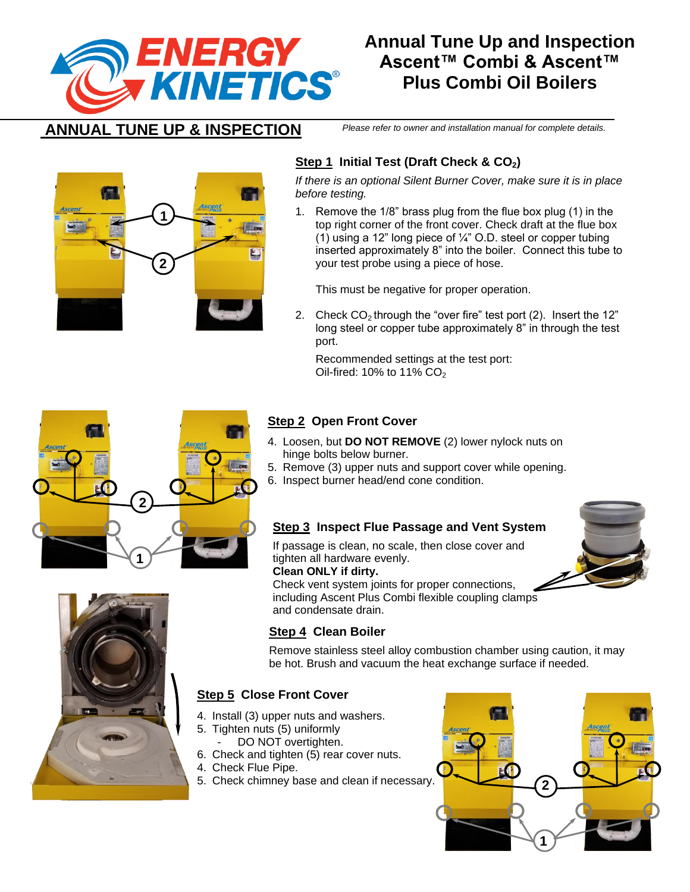# Annual Tune Up and Inspection Ascent™ Combi & Ascent™ Plus Combi Oil Boilers

## ANNUAL TUNE UP & INSPECTION

*Please refer to owner and installation manual for complete details.*

### Step 1 Initial Test (Draft Check & $CO_2$)

*If there is an optional Silent Burner Cover, make sure it is in place before testing.*

1. Remove the 1/8" brass plug from the flue box plug (1) in the top right corner of the front cover. Check draft at the flue box (1) using a 12" long piece of ¼" O.D. steel or copper tubing inserted approximately 8" into the boiler. Connect this tube to your test probe using a piece of hose.

   This must be negative for proper operation.

2. Check $CO_2$ through the "over fire" test port (2). Insert the 12" long steel or copper tube approximately 8" in through the test port.

   Recommended settings at the test port:
   Oil-fired: 10% to 11% $CO_2$

### Step 2 Open Front Cover

4. Loosen, but **DO NOT REMOVE** (2) lower nylock nuts on hinge bolts below burner.
5. Remove (3) upper nuts and support cover while opening.
6. Inspect burner head/end cone condition.

### Step 3 Inspect Flue Passage and Vent System

If passage is clean, no scale, then close cover and tighten all hardware evenly.
**Clean ONLY if dirty.**
Check vent system joints for proper connections, including Ascent Plus Combi flexible coupling clamps and condensate drain.

### Step 4 Clean Boiler

Remove stainless steel alloy combustion chamber using caution, it may be hot. Brush and vacuum the heat exchange surface if needed.

### Step 5 Close Front Cover

4. Install (3) upper nuts and washers.
5. Tighten nuts (5) uniformly
   - DO NOT overtighten.
6. Check and tighten (5) rear cover nuts.
4. Check Flue Pipe.
5. Check chimney base and clean if necessary.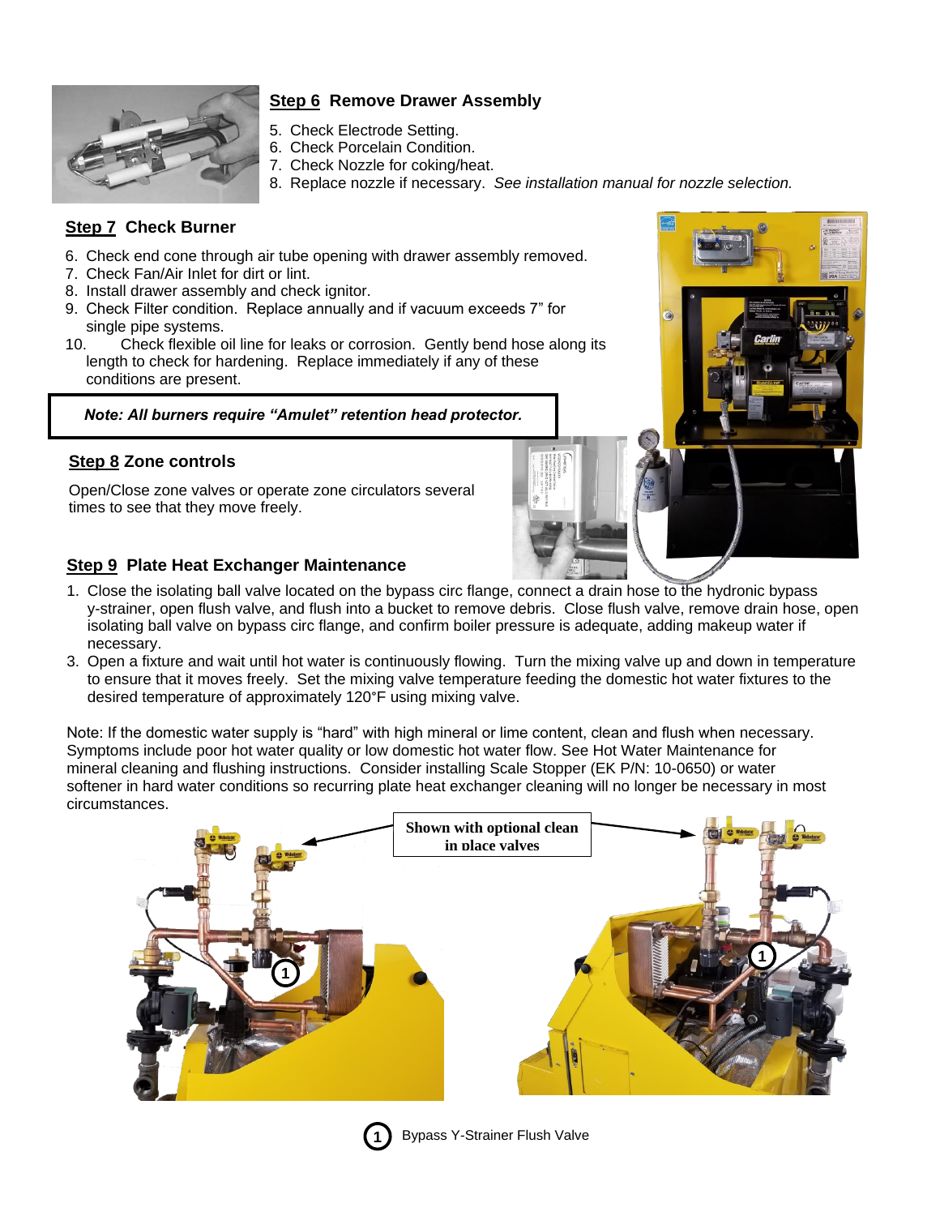## Step 6 Remove Drawer Assembly

5. Check Electrode Setting.
6. Check Porcelain Condition.
7. Check Nozzle for coking/heat.
8. Replace nozzle if necessary. *See installation manual for nozzle selection.*

## Step 7 Check Burner

6. Check end cone through air tube opening with drawer assembly removed.
7. Check Fan/Air Inlet for dirt or lint.
8. Install drawer assembly and check ignitor.
9. Check Filter condition. Replace annually and if vacuum exceeds 7” for single pipe systems.
10. Check flexible oil line for leaks or corrosion. Gently bend hose along its length to check for hardening. Replace immediately if any of these conditions are present.

***Note: All burners require “Amulet” retention head protector.***

## Step 8 Zone controls

Open/Close zone valves or operate zone circulators several times to see that they move freely.

## Step 9 Plate Heat Exchanger Maintenance

1. Close the isolating ball valve located on the bypass circ flange, connect a drain hose to the hydronic bypass y-strainer, open flush valve, and flush into a bucket to remove debris. Close flush valve, remove drain hose, open isolating ball valve on bypass circ flange, and confirm boiler pressure is adequate, adding makeup water if necessary.
3. Open a fixture and wait until hot water is continuously flowing. Turn the mixing valve up and down in temperature to ensure that it moves freely. Set the mixing valve temperature feeding the domestic hot water fixtures to the desired temperature of approximately 120°F using mixing valve.

Note: If the domestic water supply is “hard” with high mineral or lime content, clean and flush when necessary. Symptoms include poor hot water quality or low domestic hot water flow. See Hot Water Maintenance for mineral cleaning and flushing instructions. Consider installing Scale Stopper (EK P/N: 10-0650) or water softener in hard water conditions so recurring plate heat exchanger cleaning will no longer be necessary in most circumstances.

**Shown with optional clean in place valves**

(1) Bypass Y-Strainer Flush Valve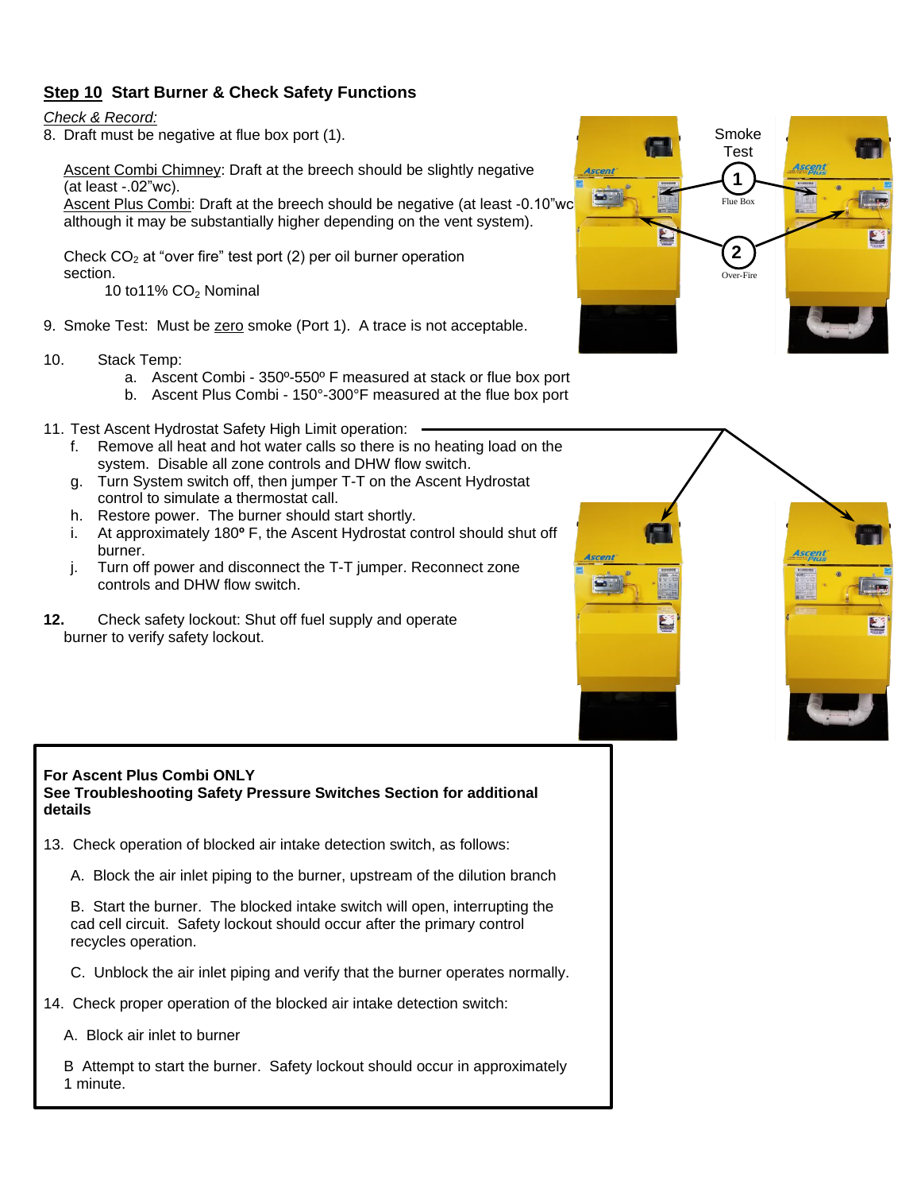## Step 10 Start Burner & Check Safety Functions

*Check & Record:*

8. Draft must be negative at flue box port (1).

   Ascent Combi Chimney: Draft at the breech should be slightly negative (at least -.02"wc).
   Ascent Plus Combi: Draft at the breech should be negative (at least -0.10"wc although it may be substantially higher depending on the vent system).

   Check $CO_2$ at "over fire" test port (2) per oil burner operation section.

   10 to11% $CO_2$ Nominal

9. Smoke Test: Must be zero smoke (Port 1). A trace is not acceptable.

10. Stack Temp:
    a. Ascent Combi - 350º-550º F measured at stack or flue box port
    b. Ascent Plus Combi - 150°-300°F measured at the flue box port

11. Test Ascent Hydrostat Safety High Limit operation:
    f. Remove all heat and hot water calls so there is no heating load on the system. Disable all zone controls and DHW flow switch.
    g. Turn System switch off, then jumper T-T on the Ascent Hydrostat control to simulate a thermostat call.
    h. Restore power. The burner should start shortly.
    i. At approximately 180º F, the Ascent Hydrostat control should shut off burner.
    j. Turn off power and disconnect the T-T jumper. Reconnect zone controls and DHW flow switch.

**12.** Check safety lockout: Shut off fuel supply and operate burner to verify safety lockout.

Smoke Test

1 Flue Box

2 Over-Fire

**For Ascent Plus Combi ONLY**
**See Troubleshooting Safety Pressure Switches Section for additional details**

13. Check operation of blocked air intake detection switch, as follows:

    A. Block the air inlet piping to the burner, upstream of the dilution branch

    B. Start the burner. The blocked intake switch will open, interrupting the cad cell circuit. Safety lockout should occur after the primary control recycles operation.

    C. Unblock the air inlet piping and verify that the burner operates normally.

14. Check proper operation of the blocked air intake detection switch:

    A. Block air inlet to burner

    B Attempt to start the burner. Safety lockout should occur in approximately 1 minute.